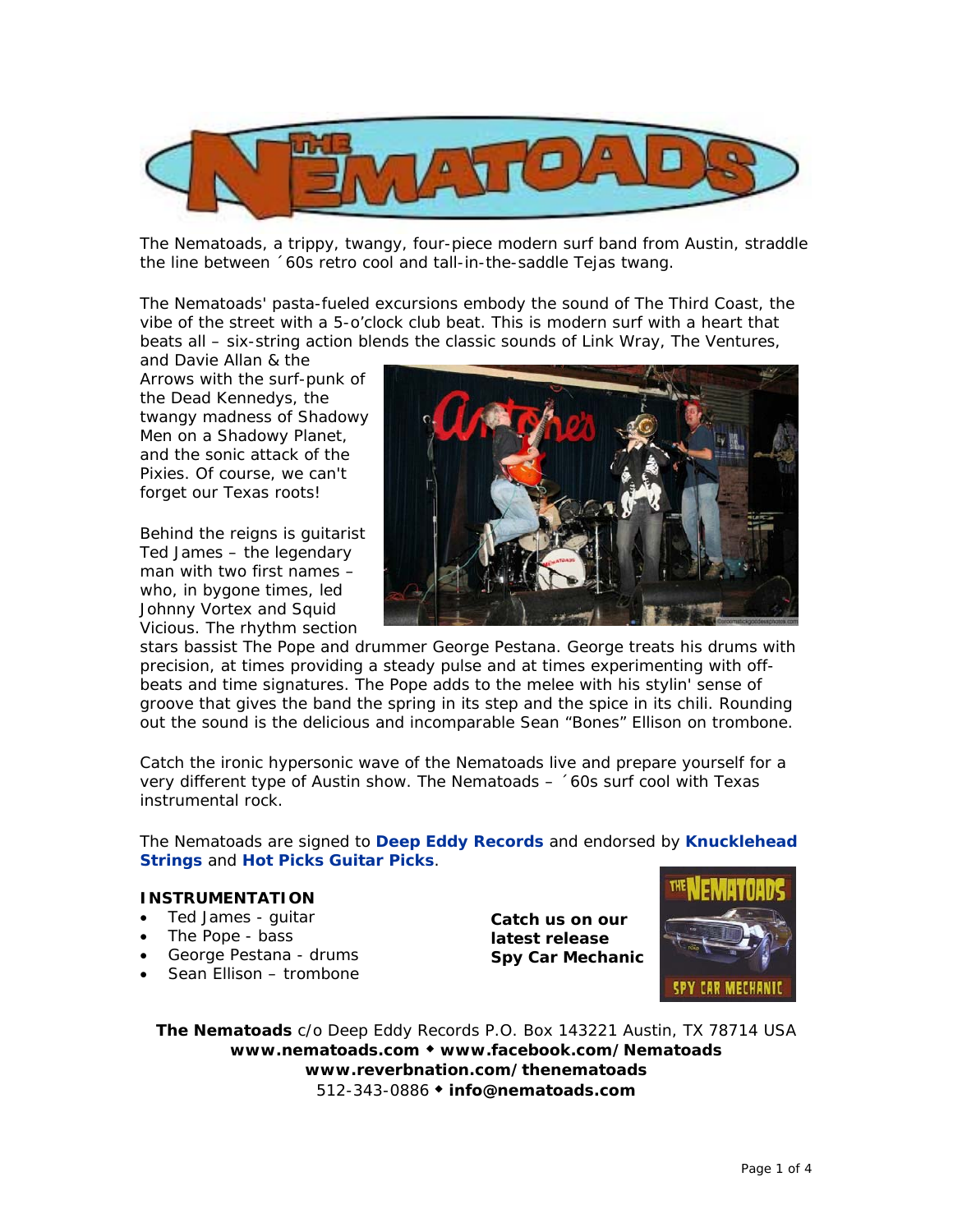# THE NEMATOADS

The Nematoads, a trippy, twangy, four-piece modern surf band from Austin, straddle the line between ´60s retro cool and tall-in-the-saddle Tejas twang.

The Nematoads' pasta-fueled excursions embody the sound of The Third Coast, the vibe of the street with a 5-o'clock club beat. This is modern surf with a heart that beats all – six-string action blends the classic sounds of Link Wray, The Ventures, and Davie Allan & the Arrows with the surf-punk of the Dead Kennedys, the twangy madness of Shadowy Men on a Shadowy Planet, and the sonic attack of the Pixies. Of course, we can't forget our Texas roots!

Behind the reigns is guitarist Ted James – the legendary man with two first names – who, in bygone times, led Johnny Vortex and Squid Vicious. The rhythm section stars bassist The Pope and drummer George Pestana. George treats his drums with precision, at times providing a steady pulse and at times experimenting with off-beats and time signatures. The Pope adds to the melee with his stylin' sense of groove that gives the band the spring in its step and the spice in its chili. Rounding out the sound is the delicious and incomparable Sean "Bones" Ellison on trombone.

Catch the ironic hypersonic wave of the Nematoads live and prepare yourself for a very different type of Austin show. The Nematoads – ´60s surf cool with Texas instrumental rock.

The Nematoads are signed to **Deep Eddy Records** and endorsed by **Knucklehead Strings** and **Hot Picks Guitar Picks**.

### INSTRUMENTATION

- Ted James - guitar
- The Pope - bass
- George Pestana - drums
- Sean Ellison – trombone

**Catch us on our latest release Spy Car Mechanic**

**The Nematoads** c/o Deep Eddy Records P.O. Box 143221 Austin, TX 78714 USA
**www.nematoads.com ◆ www.facebook.com/Nematoads**
**www.reverbnation.com/thenematoads**
512-343-0886 ◆ **info@nematoads.com**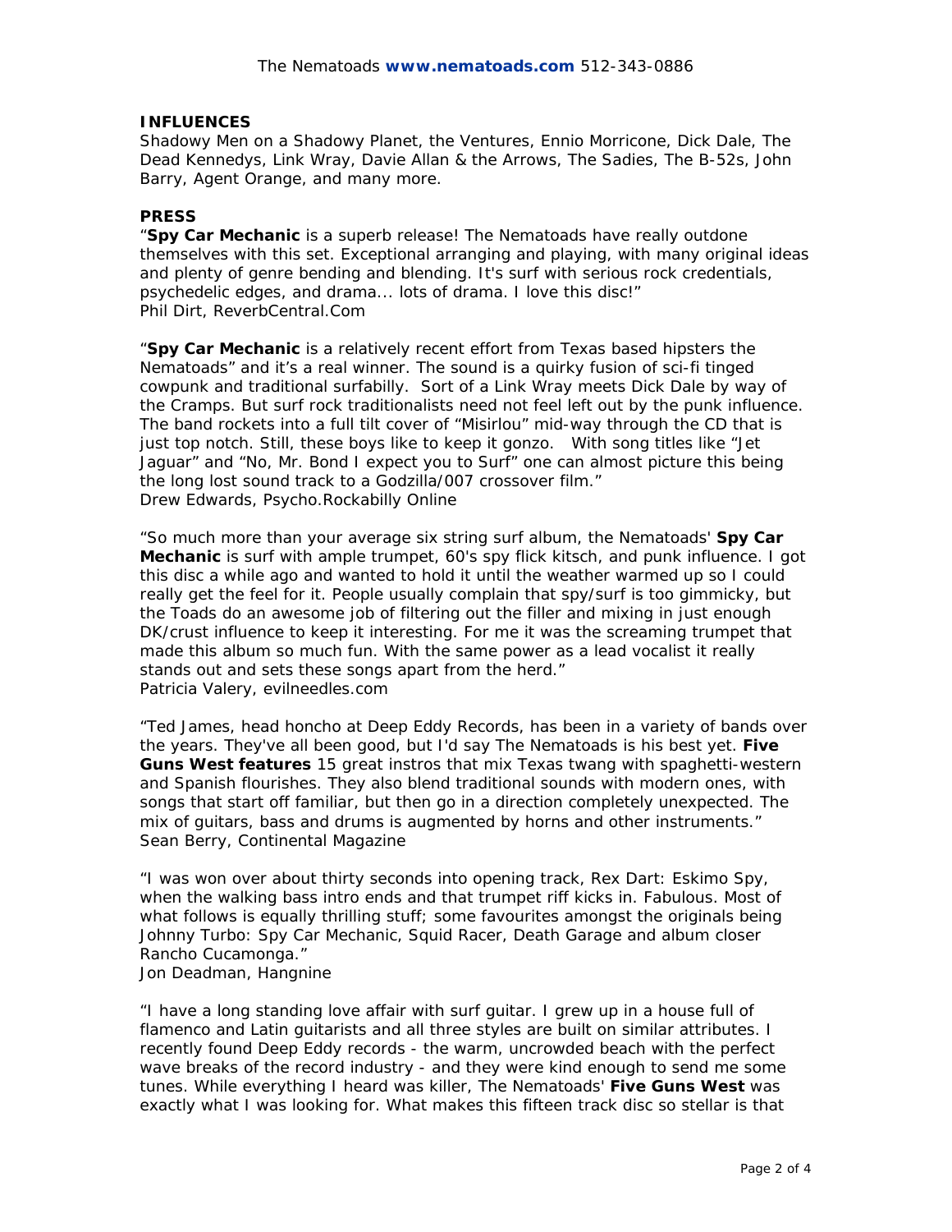## INFLUENCES

Shadowy Men on a Shadowy Planet, the Ventures, Ennio Morricone, Dick Dale, The Dead Kennedys, Link Wray, Davie Allan & the Arrows, The Sadies, The B-52s, John Barry, Agent Orange, and many more.

## PRESS

"**Spy Car Mechanic** is a superb release! The Nematoads have really outdone themselves with this set. Exceptional arranging and playing, with many original ideas and plenty of genre bending and blending. It's surf with serious rock credentials, psychedelic edges, and drama... lots of drama. I love this disc!"
Phil Dirt, ReverbCentral.Com

"**Spy Car Mechanic** is a relatively recent effort from Texas based hipsters the Nematoads" and it's a real winner. The sound is a quirky fusion of sci-fi tinged cowpunk and traditional surfabilly. Sort of a Link Wray meets Dick Dale by way of the Cramps. But surf rock traditionalists need not feel left out by the punk influence. The band rockets into a full tilt cover of "Misirlou" mid-way through the CD that is just top notch. Still, these boys like to keep it gonzo. With song titles like "Jet Jaguar" and "No, Mr. Bond I expect you to Surf" one can almost picture this being the long lost sound track to a Godzilla/007 crossover film."
Drew Edwards, Psycho.Rockabilly Online

"So much more than your average six string surf album, the Nematoads' **Spy Car Mechanic** is surf with ample trumpet, 60's spy flick kitsch, and punk influence. I got this disc a while ago and wanted to hold it until the weather warmed up so I could really get the feel for it. People usually complain that spy/surf is too gimmicky, but the Toads do an awesome job of filtering out the filler and mixing in just enough DK/crust influence to keep it interesting. For me it was the screaming trumpet that made this album so much fun. With the same power as a lead vocalist it really stands out and sets these songs apart from the herd."
Patricia Valery, evilneedles.com

"Ted James, head honcho at Deep Eddy Records, has been in a variety of bands over the years. They've all been good, but I'd say The Nematoads is his best yet. **Five Guns West features** 15 great instros that mix Texas twang with spaghetti-western and Spanish flourishes. They also blend traditional sounds with modern ones, with songs that start off familiar, but then go in a direction completely unexpected. The mix of guitars, bass and drums is augmented by horns and other instruments."
Sean Berry, Continental Magazine

"I was won over about thirty seconds into opening track, Rex Dart: Eskimo Spy, when the walking bass intro ends and that trumpet riff kicks in. Fabulous. Most of what follows is equally thrilling stuff; some favourites amongst the originals being Johnny Turbo: Spy Car Mechanic, Squid Racer, Death Garage and album closer Rancho Cucamonga."
Jon Deadman, Hangnine

"I have a long standing love affair with surf guitar. I grew up in a house full of flamenco and Latin guitarists and all three styles are built on similar attributes. I recently found Deep Eddy records - the warm, uncrowded beach with the perfect wave breaks of the record industry - and they were kind enough to send me some tunes. While everything I heard was killer, The Nematoads' **Five Guns West** was exactly what I was looking for. What makes this fifteen track disc so stellar is that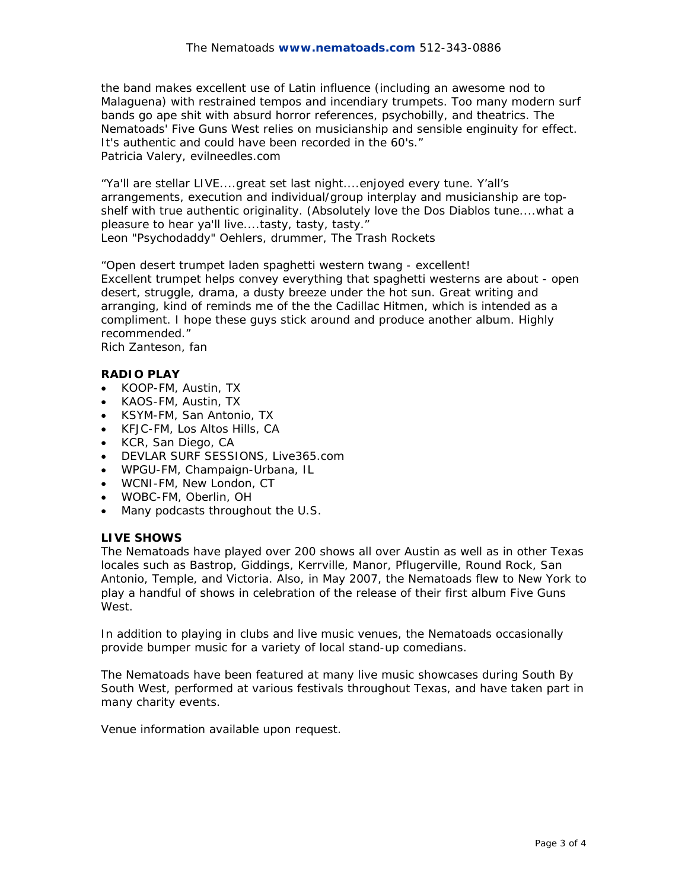the band makes excellent use of Latin influence (including an awesome nod to Malaguena) with restrained tempos and incendiary trumpets. Too many modern surf bands go ape shit with absurd horror references, psychobilly, and theatrics. The Nematoads' Five Guns West relies on musicianship and sensible enginuity for effect. It's authentic and could have been recorded in the 60's."
Patricia Valery, evilneedles.com

"Ya'll are stellar LIVE....great set last night....enjoyed every tune. Y'all's arrangements, execution and individual/group interplay and musicianship are top-shelf with true authentic originality. (Absolutely love the Dos Diablos tune....what a pleasure to hear ya'll live....tasty, tasty, tasty."
Leon "Psychodaddy" Oehlers, drummer, The Trash Rockets

"Open desert trumpet laden spaghetti western twang - excellent!
Excellent trumpet helps convey everything that spaghetti westerns are about - open desert, struggle, drama, a dusty breeze under the hot sun. Great writing and arranging, kind of reminds me of the the Cadillac Hitmen, which is intended as a compliment. I hope these guys stick around and produce another album. Highly recommended."
Rich Zanteson, fan

**RADIO PLAY**

- KOOP-FM, Austin, TX
- KAOS-FM, Austin, TX
- KSYM-FM, San Antonio, TX
- KFJC-FM, Los Altos Hills, CA
- KCR, San Diego, CA
- DEVLAR SURF SESSIONS, Live365.com
- WPGU-FM, Champaign-Urbana, IL
- WCNI-FM, New London, CT
- WOBC-FM, Oberlin, OH
- Many podcasts throughout the U.S.

**LIVE SHOWS**

The Nematoads have played over 200 shows all over Austin as well as in other Texas locales such as Bastrop, Giddings, Kerrville, Manor, Pflugerville, Round Rock, San Antonio, Temple, and Victoria. Also, in May 2007, the Nematoads flew to New York to play a handful of shows in celebration of the release of their first album Five Guns West.

In addition to playing in clubs and live music venues, the Nematoads occasionally provide bumper music for a variety of local stand-up comedians.

The Nematoads have been featured at many live music showcases during South By South West, performed at various festivals throughout Texas, and have taken part in many charity events.

Venue information available upon request.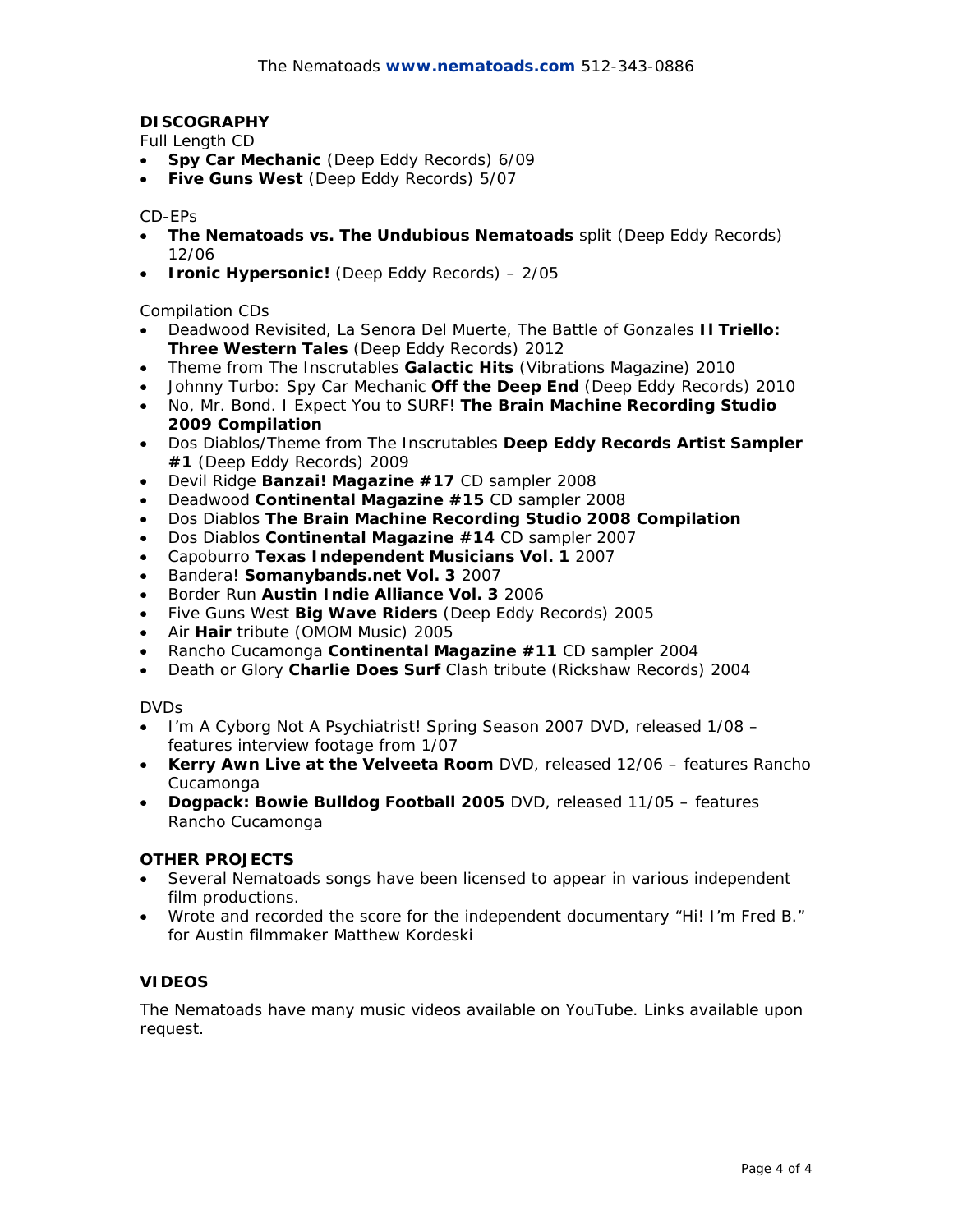## DISCOGRAPHY

Full Length CD

- **Spy Car Mechanic** (Deep Eddy Records) 6/09
- **Five Guns West** (Deep Eddy Records) 5/07

CD-EPs

- **The Nematoads vs. The Undubious Nematoads** split (Deep Eddy Records) 12/06
- **Ironic Hypersonic!** (Deep Eddy Records) – 2/05

Compilation CDs

- Deadwood Revisited, La Senora Del Muerte, The Battle of Gonzales **Il Triello: Three Western Tales** (Deep Eddy Records) 2012
- Theme from The Inscrutables **Galactic Hits** (Vibrations Magazine) 2010
- Johnny Turbo: Spy Car Mechanic **Off the Deep End** (Deep Eddy Records) 2010
- No, Mr. Bond. I Expect You to SURF! **The Brain Machine Recording Studio 2009 Compilation**
- Dos Diablos/Theme from The Inscrutables **Deep Eddy Records Artist Sampler #1** (Deep Eddy Records) 2009
- Devil Ridge **Banzai! Magazine #17** CD sampler 2008
- Deadwood **Continental Magazine #15** CD sampler 2008
- Dos Diablos **The Brain Machine Recording Studio 2008 Compilation**
- Dos Diablos **Continental Magazine #14** CD sampler 2007
- Capoburro **Texas Independent Musicians Vol. 1** 2007
- Bandera! **Somanybands.net Vol. 3** 2007
- Border Run **Austin Indie Alliance Vol. 3** 2006
- Five Guns West **Big Wave Riders** (Deep Eddy Records) 2005
- Air **Hair** tribute (OMOM Music) 2005
- Rancho Cucamonga **Continental Magazine #11** CD sampler 2004
- Death or Glory **Charlie Does Surf** Clash tribute (Rickshaw Records) 2004

DVDs

- I'm A Cyborg Not A Psychiatrist! Spring Season 2007 DVD, released 1/08 – features interview footage from 1/07
- **Kerry Awn Live at the Velveeta Room** DVD, released 12/06 – features Rancho Cucamonga
- **Dogpack: Bowie Bulldog Football 2005** DVD, released 11/05 – features Rancho Cucamonga

## OTHER PROJECTS

- Several Nematoads songs have been licensed to appear in various independent film productions.
- Wrote and recorded the score for the independent documentary "Hi! I'm Fred B." for Austin filmmaker Matthew Kordeski

## VIDEOS

The Nematoads have many music videos available on YouTube. Links available upon request.